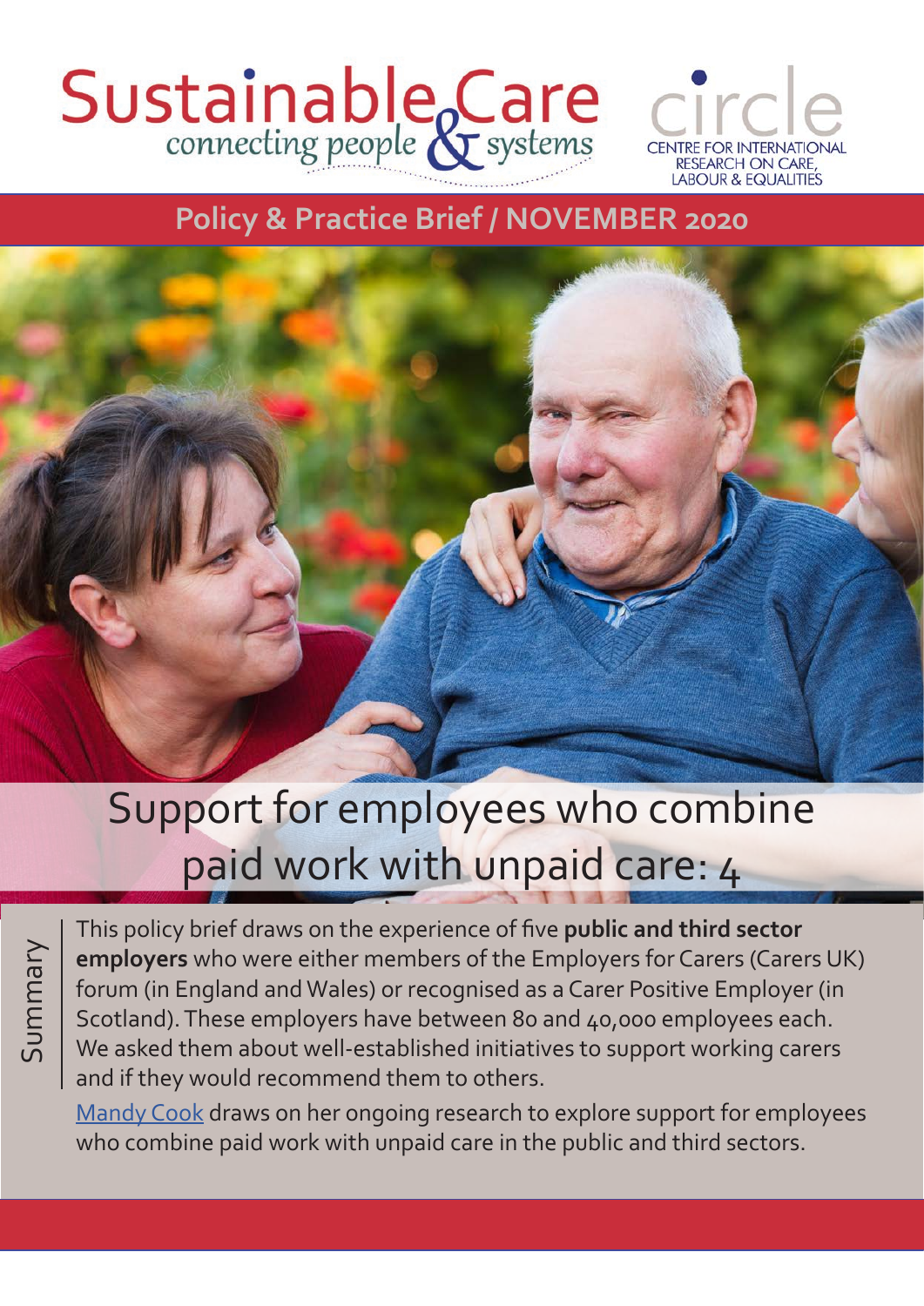Sustainable Care connecting people & systems

circle CENTRE FOR INTERNATIONAL RESEARCH ON CARE, LABOUR & EQUALITIES

**Policy & Practice Brief / NOVEMBER 2020**

# Support for employees who combine paid work with unpaid care: 4

## Summary

This policy brief draws on the experience of five **public and third sector employers** who were either members of the Employers for Carers (Carers UK) forum (in England and Wales) or recognised as a Carer Positive Employer (in Scotland). These employers have between 80 and 40,000 employees each. We asked them about well-established initiatives to support working carers and if they would recommend them to others.

Mandy Cook draws on her ongoing research to explore support for employees who combine paid work with unpaid care in the public and third sectors.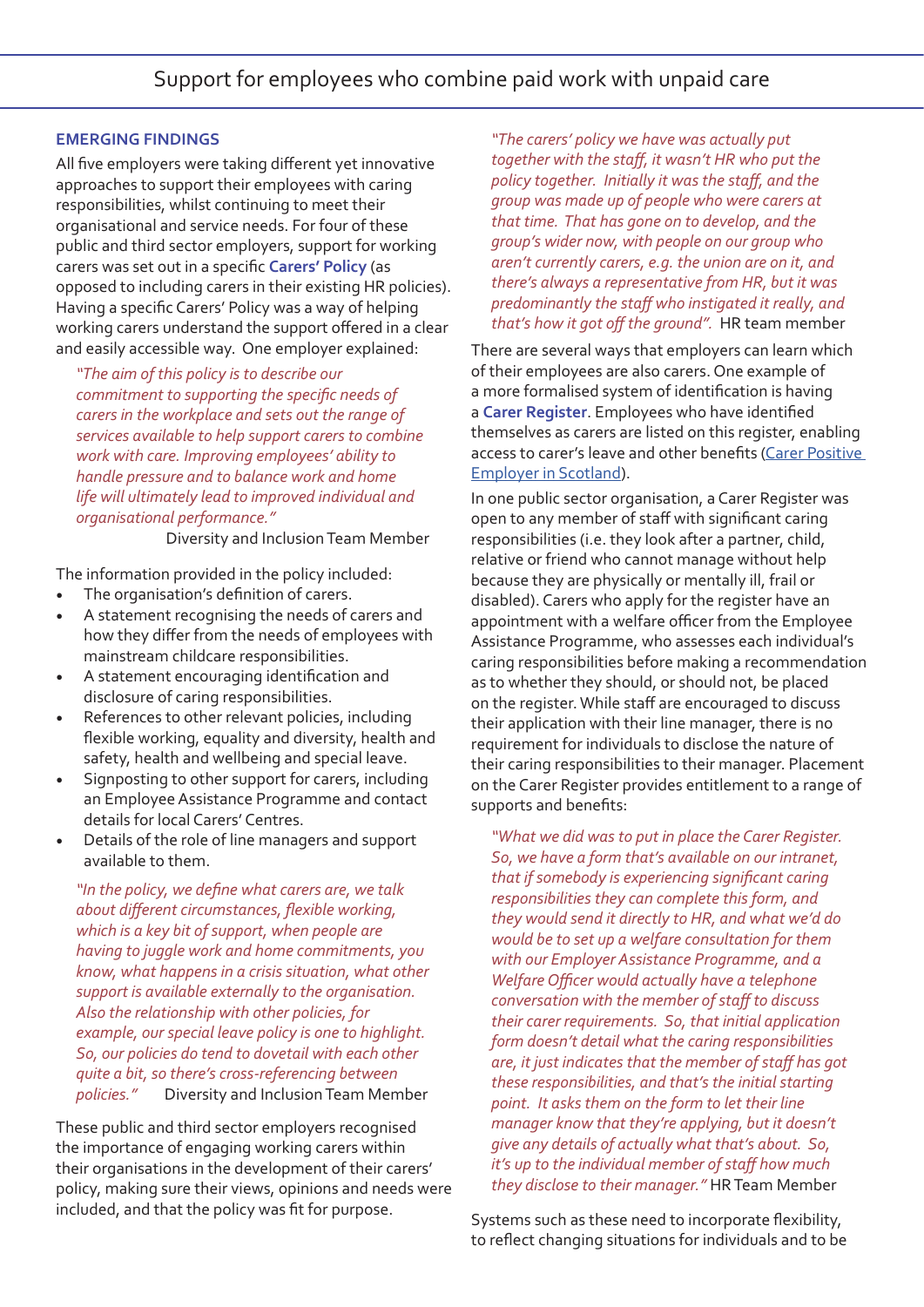## EMERGING FINDINGS

All five employers were taking different yet innovative approaches to support their employees with caring responsibilities, whilst continuing to meet their organisational and service needs. For four of these public and third sector employers, support for working carers was set out in a specific **Carers' Policy** (as opposed to including carers in their existing HR policies). Having a specific Carers' Policy was a way of helping working carers understand the support offered in a clear and easily accessible way. One employer explained:

> *"The aim of this policy is to describe our commitment to supporting the specific needs of carers in the workplace and sets out the range of services available to help support carers to combine work with care. Improving employees' ability to handle pressure and to balance work and home life will ultimately lead to improved individual and organisational performance."*
> Diversity and Inclusion Team Member

The information provided in the policy included:

- The organisation's definition of carers.
- A statement recognising the needs of carers and how they differ from the needs of employees with mainstream childcare responsibilities.
- A statement encouraging identification and disclosure of caring responsibilities.
- References to other relevant policies, including flexible working, equality and diversity, health and safety, health and wellbeing and special leave.
- Signposting to other support for carers, including an Employee Assistance Programme and contact details for local Carers' Centres.
- Details of the role of line managers and support available to them.

> *"In the policy, we define what carers are, we talk about different circumstances, flexible working, which is a key bit of support, when people are having to juggle work and home commitments, you know, what happens in a crisis situation, what other support is available externally to the organisation. Also the relationship with other policies, for example, our special leave policy is one to highlight. So, our policies do tend to dovetail with each other quite a bit, so there's cross-referencing between policies."* Diversity and Inclusion Team Member

These public and third sector employers recognised the importance of engaging working carers within their organisations in the development of their carers' policy, making sure their views, opinions and needs were included, and that the policy was fit for purpose.

> *"The carers' policy we have was actually put together with the staff, it wasn't HR who put the policy together. Initially it was the staff, and the group was made up of people who were carers at that time. That has gone on to develop, and the group's wider now, with people on our group who aren't currently carers, e.g. the union are on it, and there's always a representative from HR, but it was predominantly the staff who instigated it really, and that's how it got off the ground".* HR team member

There are several ways that employers can learn which of their employees are also carers. One example of a more formalised system of identification is having a **Carer Register**. Employees who have identified themselves as carers are listed on this register, enabling access to carer's leave and other benefits (Carer Positive Employer in Scotland).

In one public sector organisation, a Carer Register was open to any member of staff with significant caring responsibilities (i.e. they look after a partner, child, relative or friend who cannot manage without help because they are physically or mentally ill, frail or disabled). Carers who apply for the register have an appointment with a welfare officer from the Employee Assistance Programme, who assesses each individual's caring responsibilities before making a recommendation as to whether they should, or should not, be placed on the register. While staff are encouraged to discuss their application with their line manager, there is no requirement for individuals to disclose the nature of their caring responsibilities to their manager. Placement on the Carer Register provides entitlement to a range of supports and benefits:

> *"What we did was to put in place the Carer Register. So, we have a form that's available on our intranet, that if somebody is experiencing significant caring responsibilities they can complete this form, and they would send it directly to HR, and what we'd do would be to set up a welfare consultation for them with our Employer Assistance Programme, and a Welfare Officer would actually have a telephone conversation with the member of staff to discuss their carer requirements. So, that initial application form doesn't detail what the caring responsibilities are, it just indicates that the member of staff has got these responsibilities, and that's the initial starting point. It asks them on the form to let their line manager know that they're applying, but it doesn't give any details of actually what that's about. So, it's up to the individual member of staff how much they disclose to their manager."* HR Team Member

Systems such as these need to incorporate flexibility, to reflect changing situations for individuals and to be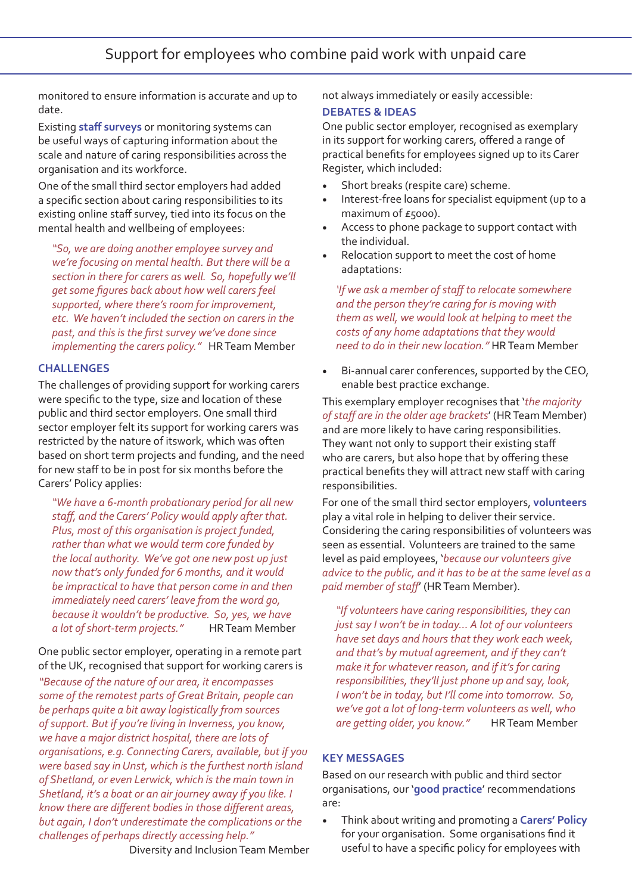monitored to ensure information is accurate and up to date.

Existing **staff surveys** or monitoring systems can be useful ways of capturing information about the scale and nature of caring responsibilities across the organisation and its workforce.

One of the small third sector employers had added a specific section about caring responsibilities to its existing online staff survey, tied into its focus on the mental health and wellbeing of employees:

> *"So, we are doing another employee survey and we're focusing on mental health. But there will be a section in there for carers as well. So, hopefully we'll get some figures back about how well carers feel supported, where there's room for improvement, etc. We haven't included the section on carers in the past, and this is the first survey we've done since implementing the carers policy."* HR Team Member

## CHALLENGES

The challenges of providing support for working carers were specific to the type, size and location of these public and third sector employers. One small third sector employer felt its support for working carers was restricted by the nature of itswork, which was often based on short term projects and funding, and the need for new staff to be in post for six months before the Carers' Policy applies:

> *"We have a 6-month probationary period for all new staff, and the Carers' Policy would apply after that. Plus, most of this organisation is project funded, rather than what we would term core funded by the local authority. We've got one new post up just now that's only funded for 6 months, and it would be impractical to have that person come in and then immediately need carers' leave from the word go, because it wouldn't be productive. So, yes, we have a lot of short-term projects."* HR Team Member

One public sector employer, operating in a remote part of the UK, recognised that support for working carers is not always immediately or easily accessible:

> *"Because of the nature of our area, it encompasses some of the remotest parts of Great Britain, people can be perhaps quite a bit away logistically from sources of support. But if you're living in Inverness, you know, we have a major district hospital, there are lots of organisations, e.g. Connecting Carers, available, but if you were based say in Unst, which is the furthest north island of Shetland, or even Lerwick, which is the main town in Shetland, it's a boat or an air journey away if you like. I know there are different bodies in those different areas, but again, I don't underestimate the complications or the challenges of perhaps directly accessing help."*
> Diversity and Inclusion Team Member

## DEBATES & IDEAS

One public sector employer, recognised as exemplary in its support for working carers, offered a range of practical benefits for employees signed up to its Carer Register, which included:

- Short breaks (respite care) scheme.
- Interest-free loans for specialist equipment (up to a maximum of £5000).
- Access to phone package to support contact with the individual.
- Relocation support to meet the cost of home adaptations:

> *'If we ask a member of staff to relocate somewhere and the person they're caring for is moving with them as well, we would look at helping to meet the costs of any home adaptations that they would need to do in their new location."* HR Team Member

- Bi-annual carer conferences, supported by the CEO, enable best practice exchange.

This exemplary employer recognises that '*the majority of staff are in the older age brackets*' (HR Team Member) and are more likely to have caring responsibilities. They want not only to support their existing staff who are carers, but also hope that by offering these practical benefits they will attract new staff with caring responsibilities.

For one of the small third sector employers, **volunteers** play a vital role in helping to deliver their service. Considering the caring responsibilities of volunteers was seen as essential. Volunteers are trained to the same level as paid employees, '*because our volunteers give advice to the public, and it has to be at the same level as a paid member of staff*' (HR Team Member).

> *"If volunteers have caring responsibilities, they can just say I won't be in today... A lot of our volunteers have set days and hours that they work each week, and that's by mutual agreement, and if they can't make it for whatever reason, and if it's for caring responsibilities, they'll just phone up and say, look, I won't be in today, but I'll come into tomorrow. So, we've got a lot of long-term volunteers as well, who are getting older, you know."* HR Team Member

## KEY MESSAGES

Based on our research with public and third sector organisations, our '**good practice**' recommendations are:

- Think about writing and promoting a **Carers' Policy** for your organisation. Some organisations find it useful to have a specific policy for employees with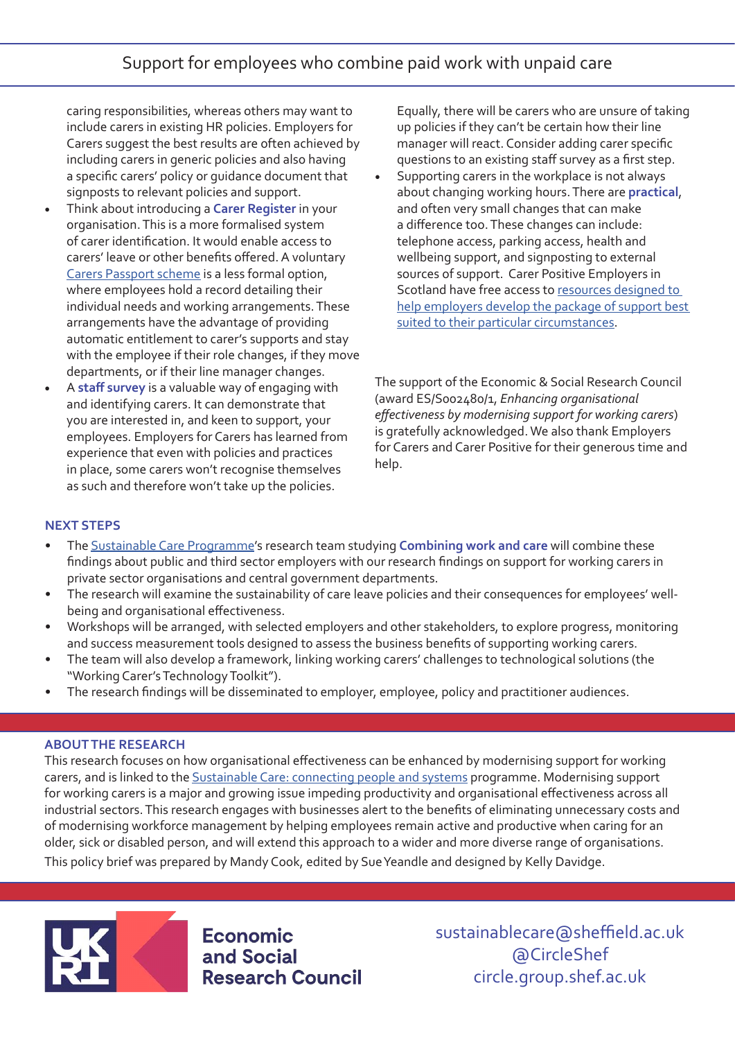caring responsibilities, whereas others may want to include carers in existing HR policies. Employers for Carers suggest the best results are often achieved by including carers in generic policies and also having a specific carers' policy or guidance document that signposts to relevant policies and support.

- Think about introducing a **Carer Register** in your organisation. This is a more formalised system of carer identification. It would enable access to carers' leave or other benefits offered. A voluntary Carers Passport scheme is a less formal option, where employees hold a record detailing their individual needs and working arrangements. These arrangements have the advantage of providing automatic entitlement to carer's supports and stay with the employee if their role changes, if they move departments, or if their line manager changes.
- A **staff survey** is a valuable way of engaging with and identifying carers. It can demonstrate that you are interested in, and keen to support, your employees. Employers for Carers has learned from experience that even with policies and practices in place, some carers won't recognise themselves as such and therefore won't take up the policies. Equally, there will be carers who are unsure of taking up policies if they can't be certain how their line manager will react. Consider adding carer specific questions to an existing staff survey as a first step.
- Supporting carers in the workplace is not always about changing working hours. There are **practical**, and often very small changes that can make a difference too. These changes can include: telephone access, parking access, health and wellbeing support, and signposting to external sources of support. Carer Positive Employers in Scotland have free access to resources designed to help employers develop the package of support best suited to their particular circumstances.

The support of the Economic & Social Research Council (award ES/S002480/1, *Enhancing organisational effectiveness by modernising support for working carers*) is gratefully acknowledged. We also thank Employers for Carers and Carer Positive for their generous time and help.

## NEXT STEPS

- The Sustainable Care Programme's research team studying **Combining work and care** will combine these findings about public and third sector employers with our research findings on support for working carers in private sector organisations and central government departments.
- The research will examine the sustainability of care leave policies and their consequences for employees' well-being and organisational effectiveness.
- Workshops will be arranged, with selected employers and other stakeholders, to explore progress, monitoring and success measurement tools designed to assess the business benefits of supporting working carers.
- The team will also develop a framework, linking working carers' challenges to technological solutions (the "Working Carer's Technology Toolkit").
- The research findings will be disseminated to employer, employee, policy and practitioner audiences.

## ABOUT THE RESEARCH

This research focuses on how organisational effectiveness can be enhanced by modernising support for working carers, and is linked to the Sustainable Care: connecting people and systems programme. Modernising support for working carers is a major and growing issue impeding productivity and organisational effectiveness across all industrial sectors. This research engages with businesses alert to the benefits of eliminating unnecessary costs and of modernising workforce management by helping employees remain active and productive when caring for an older, sick or disabled person, and will extend this approach to a wider and more diverse range of organisations.

This policy brief was prepared by Mandy Cook, edited by Sue Yeandle and designed by Kelly Davidge.

UKRI Economic and Social Research Council

sustainablecare@sheffield.ac.uk
@CircleShef
circle.group.shef.ac.uk